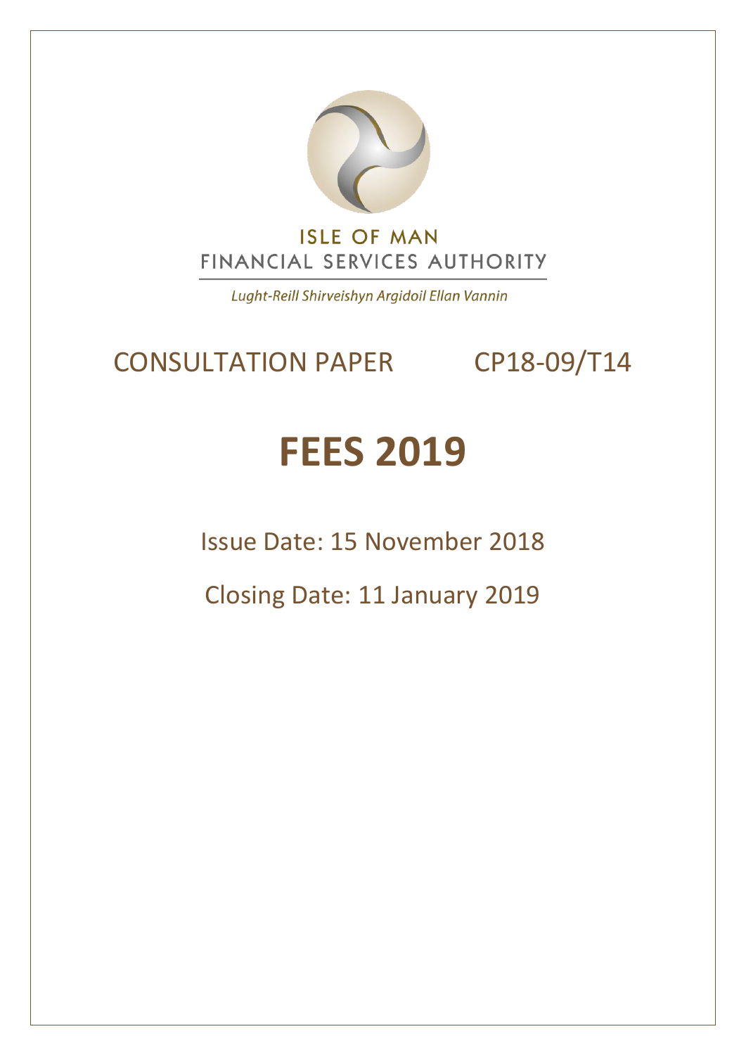ISLE OF MAN
FINANCIAL SERVICES AUTHORITY

*Lught-Reill Shirveishyn Argidoil Ellan Vannin*

CONSULTATION PAPER CP18-09/T14

# FEES 2019

Issue Date: 15 November 2018

Closing Date: 11 January 2019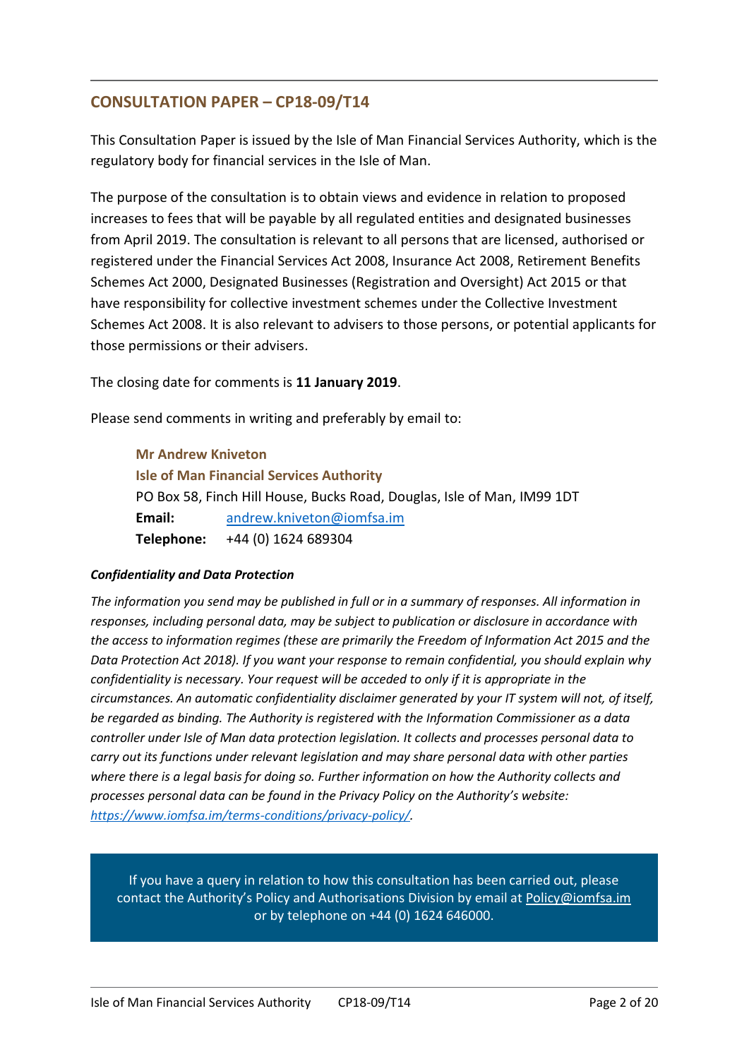## CONSULTATION PAPER – CP18-09/T14

This Consultation Paper is issued by the Isle of Man Financial Services Authority, which is the regulatory body for financial services in the Isle of Man.

The purpose of the consultation is to obtain views and evidence in relation to proposed increases to fees that will be payable by all regulated entities and designated businesses from April 2019. The consultation is relevant to all persons that are licensed, authorised or registered under the Financial Services Act 2008, Insurance Act 2008, Retirement Benefits Schemes Act 2000, Designated Businesses (Registration and Oversight) Act 2015 or that have responsibility for collective investment schemes under the Collective Investment Schemes Act 2008. It is also relevant to advisers to those persons, or potential applicants for those permissions or their advisers.

The closing date for comments is **11 January 2019**.

Please send comments in writing and preferably by email to:

**Mr Andrew Kniveton**
**Isle of Man Financial Services Authority**
PO Box 58, Finch Hill House, Bucks Road, Douglas, Isle of Man, IM99 1DT
**Email:** andrew.kniveton@iomfsa.im
**Telephone:** +44 (0) 1624 689304

***Confidentiality and Data Protection***

*The information you send may be published in full or in a summary of responses. All information in responses, including personal data, may be subject to publication or disclosure in accordance with the access to information regimes (these are primarily the Freedom of Information Act 2015 and the Data Protection Act 2018). If you want your response to remain confidential, you should explain why confidentiality is necessary. Your request will be acceded to only if it is appropriate in the circumstances. An automatic confidentiality disclaimer generated by your IT system will not, of itself, be regarded as binding. The Authority is registered with the Information Commissioner as a data controller under Isle of Man data protection legislation. It collects and processes personal data to carry out its functions under relevant legislation and may share personal data with other parties where there is a legal basis for doing so. Further information on how the Authority collects and processes personal data can be found in the Privacy Policy on the Authority's website: https://www.iomfsa.im/terms-conditions/privacy-policy/.*

If you have a query in relation to how this consultation has been carried out, please contact the Authority's Policy and Authorisations Division by email at Policy@iomfsa.im or by telephone on +44 (0) 1624 646000.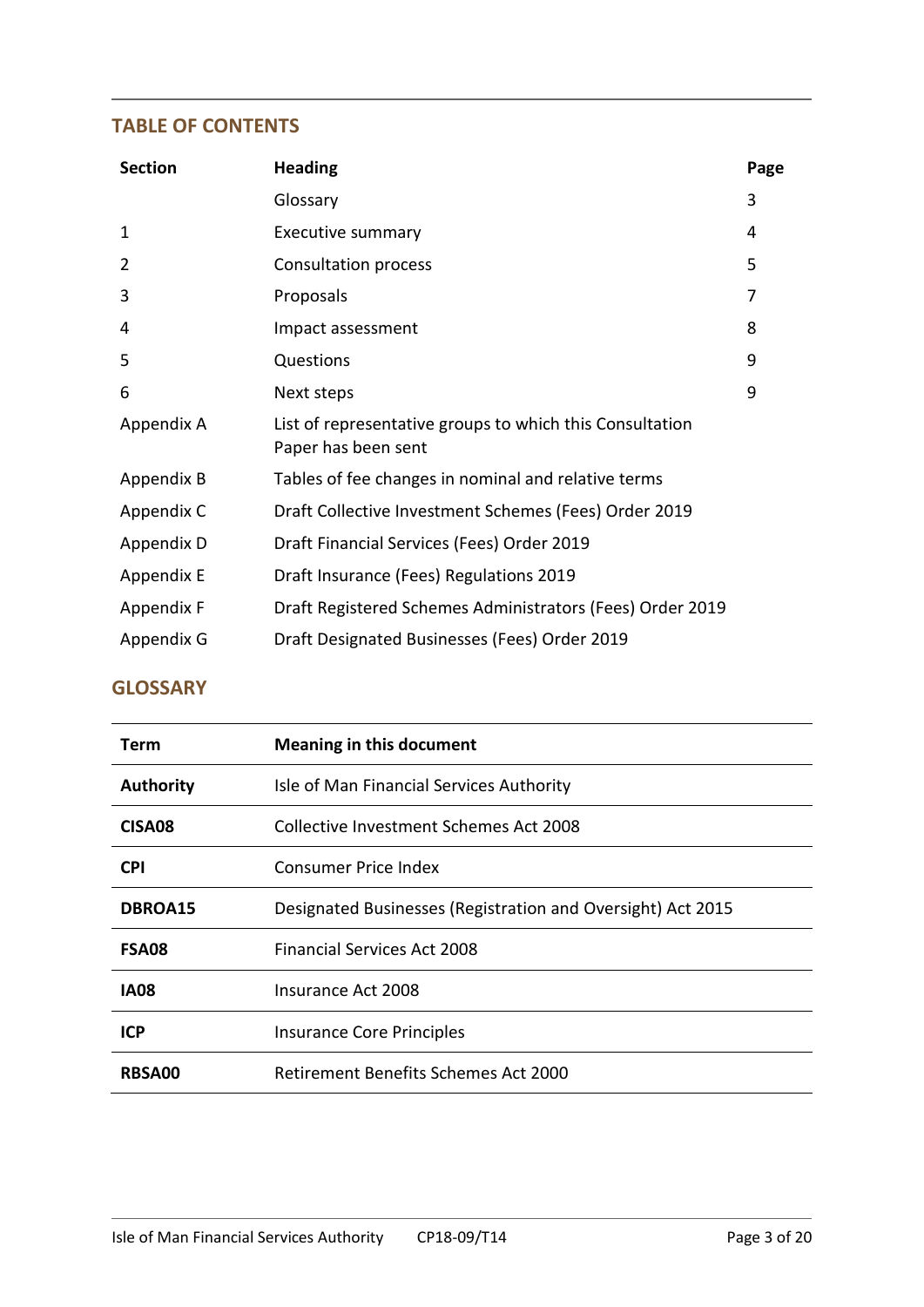## TABLE OF CONTENTS

| Section | Heading | Page |
|---|---|---|
| | Glossary | 3 |
| 1 | Executive summary | 4 |
| 2 | Consultation process | 5 |
| 3 | Proposals | 7 |
| 4 | Impact assessment | 8 |
| 5 | Questions | 9 |
| 6 | Next steps | 9 |
| Appendix A | List of representative groups to which this Consultation Paper has been sent | |
| Appendix B | Tables of fee changes in nominal and relative terms | |
| Appendix C | Draft Collective Investment Schemes (Fees) Order 2019 | |
| Appendix D | Draft Financial Services (Fees) Order 2019 | |
| Appendix E | Draft Insurance (Fees) Regulations 2019 | |
| Appendix F | Draft Registered Schemes Administrators (Fees) Order 2019 | |
| Appendix G | Draft Designated Businesses (Fees) Order 2019 | |

## GLOSSARY

| Term | Meaning in this document |
|---|---|
| **Authority** | Isle of Man Financial Services Authority |
| **CISA08** | Collective Investment Schemes Act 2008 |
| **CPI** | Consumer Price Index |
| **DBROA15** | Designated Businesses (Registration and Oversight) Act 2015 |
| **FSA08** | Financial Services Act 2008 |
| **IA08** | Insurance Act 2008 |
| **ICP** | Insurance Core Principles |
| **RBSA00** | Retirement Benefits Schemes Act 2000 |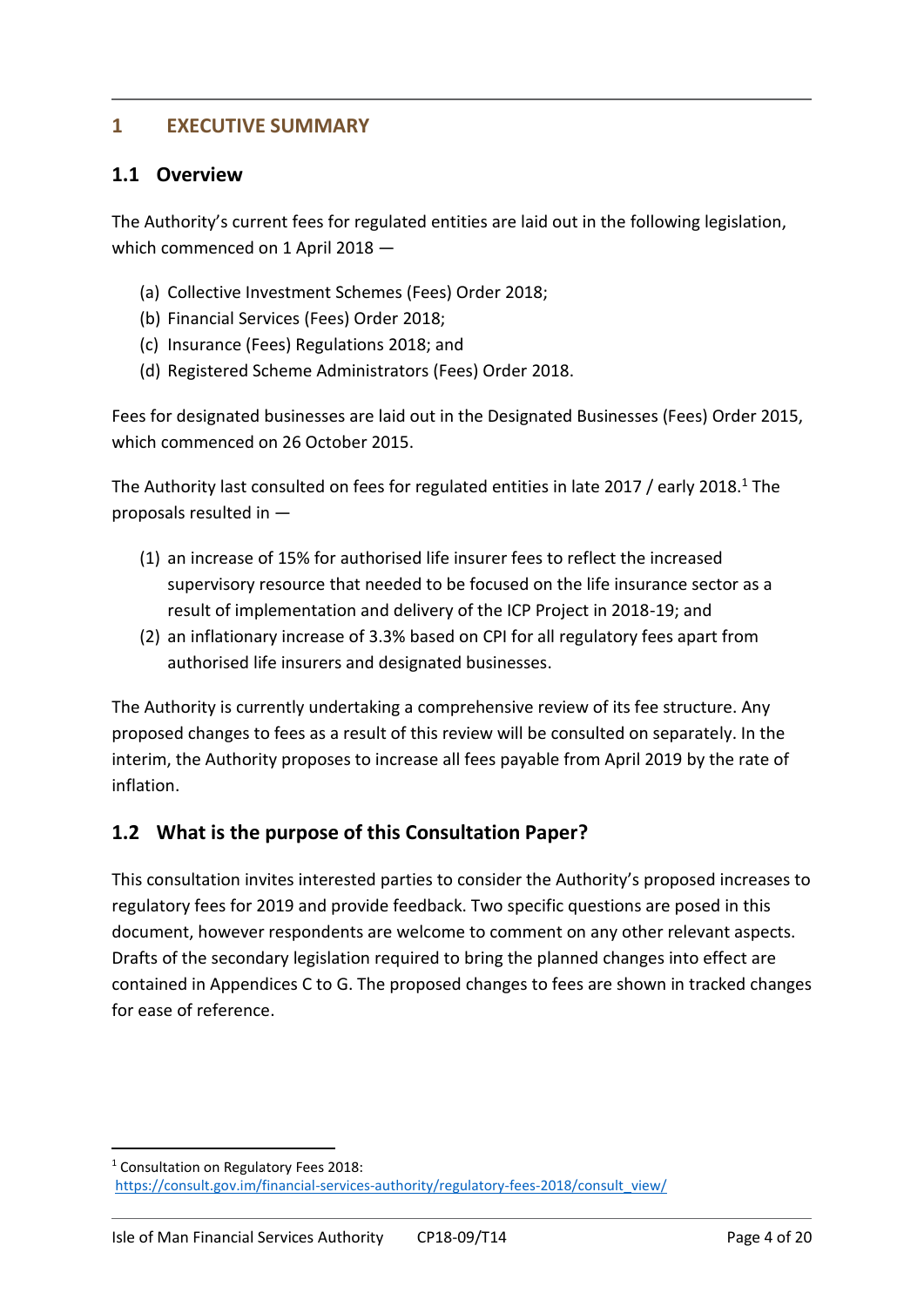# 1 EXECUTIVE SUMMARY

## 1.1 Overview

The Authority's current fees for regulated entities are laid out in the following legislation, which commenced on 1 April 2018 —

(a) Collective Investment Schemes (Fees) Order 2018;
(b) Financial Services (Fees) Order 2018;
(c) Insurance (Fees) Regulations 2018; and
(d) Registered Scheme Administrators (Fees) Order 2018.

Fees for designated businesses are laid out in the Designated Businesses (Fees) Order 2015, which commenced on 26 October 2015.

The Authority last consulted on fees for regulated entities in late 2017 / early 2018.[1] The proposals resulted in —

(1) an increase of 15% for authorised life insurer fees to reflect the increased supervisory resource that needed to be focused on the life insurance sector as a result of implementation and delivery of the ICP Project in 2018-19; and
(2) an inflationary increase of 3.3% based on CPI for all regulatory fees apart from authorised life insurers and designated businesses.

The Authority is currently undertaking a comprehensive review of its fee structure. Any proposed changes to fees as a result of this review will be consulted on separately. In the interim, the Authority proposes to increase all fees payable from April 2019 by the rate of inflation.

## 1.2 What is the purpose of this Consultation Paper?

This consultation invites interested parties to consider the Authority's proposed increases to regulatory fees for 2019 and provide feedback. Two specific questions are posed in this document, however respondents are welcome to comment on any other relevant aspects. Drafts of the secondary legislation required to bring the planned changes into effect are contained in Appendices C to G. The proposed changes to fees are shown in tracked changes for ease of reference.

---

[1] Consultation on Regulatory Fees 2018: https://consult.gov.im/financial-services-authority/regulatory-fees-2018/consult_view/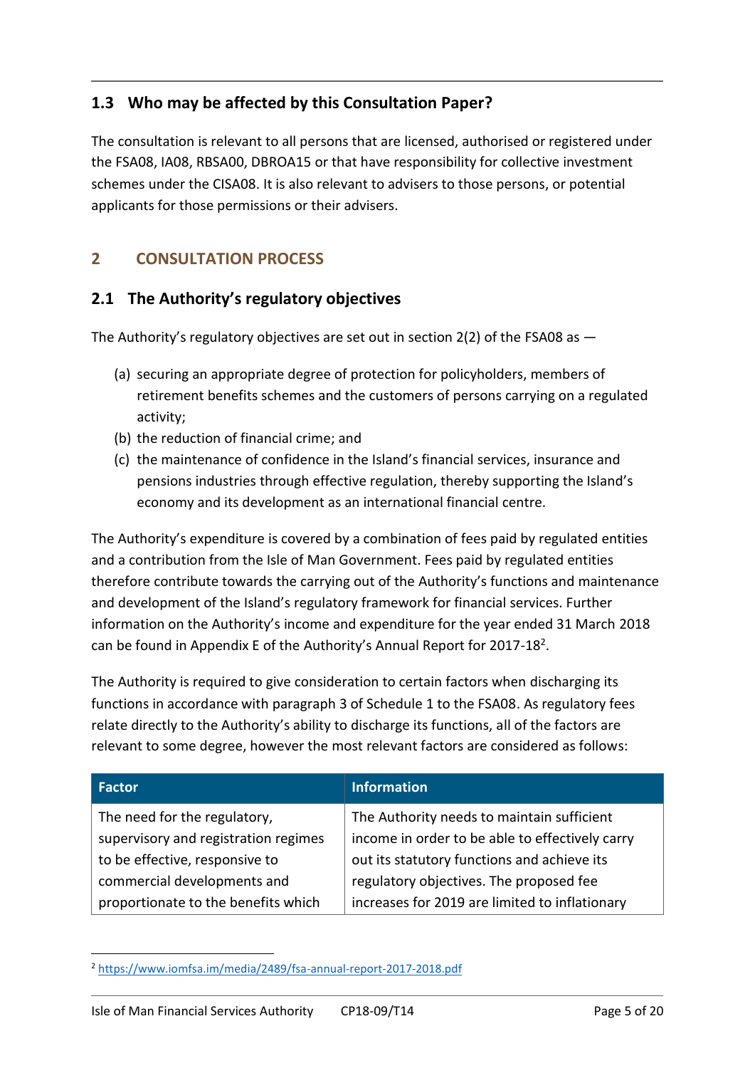## 1.3 Who may be affected by this Consultation Paper?

The consultation is relevant to all persons that are licensed, authorised or registered under the FSA08, IA08, RBSA00, DBROA15 or that have responsibility for collective investment schemes under the CISA08. It is also relevant to advisers to those persons, or potential applicants for those permissions or their advisers.

# 2 CONSULTATION PROCESS

## 2.1 The Authority's regulatory objectives

The Authority's regulatory objectives are set out in section 2(2) of the FSA08 as —

(a) securing an appropriate degree of protection for policyholders, members of retirement benefits schemes and the customers of persons carrying on a regulated activity;
(b) the reduction of financial crime; and
(c) the maintenance of confidence in the Island's financial services, insurance and pensions industries through effective regulation, thereby supporting the Island's economy and its development as an international financial centre.

The Authority's expenditure is covered by a combination of fees paid by regulated entities and a contribution from the Isle of Man Government. Fees paid by regulated entities therefore contribute towards the carrying out of the Authority's functions and maintenance and development of the Island's regulatory framework for financial services. Further information on the Authority's income and expenditure for the year ended 31 March 2018 can be found in Appendix E of the Authority's Annual Report for 2017-18[2].

The Authority is required to give consideration to certain factors when discharging its functions in accordance with paragraph 3 of Schedule 1 to the FSA08. As regulatory fees relate directly to the Authority's ability to discharge its functions, all of the factors are relevant to some degree, however the most relevant factors are considered as follows:

| Factor | Information |
|---|---|
| The need for the regulatory, supervisory and registration regimes to be effective, responsive to commercial developments and proportionate to the benefits which | The Authority needs to maintain sufficient income in order to be able to effectively carry out its statutory functions and achieve its regulatory objectives. The proposed fee increases for 2019 are limited to inflationary |

[2] https://www.iomfsa.im/media/2489/fsa-annual-report-2017-2018.pdf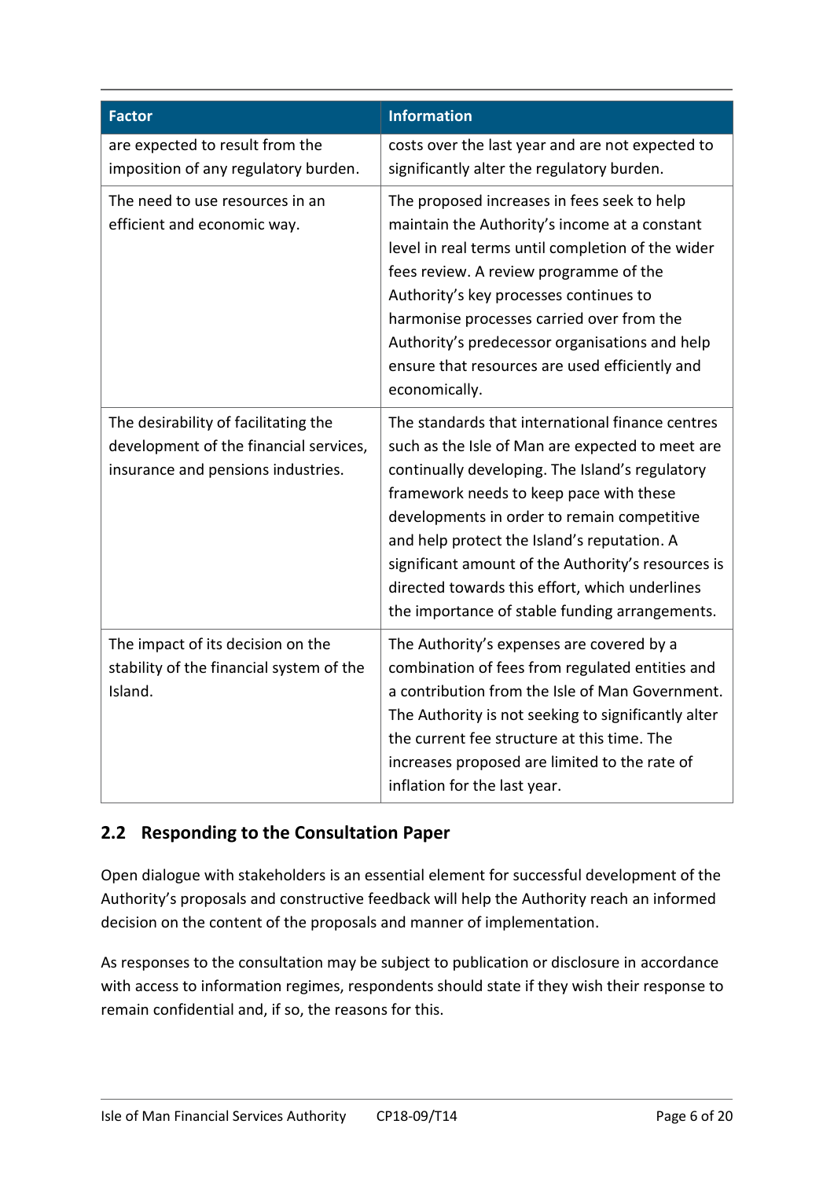| Factor | Information |
| --- | --- |
| are expected to result from the imposition of any regulatory burden. | costs over the last year and are not expected to significantly alter the regulatory burden. |
| The need to use resources in an efficient and economic way. | The proposed increases in fees seek to help maintain the Authority's income at a constant level in real terms until completion of the wider fees review. A review programme of the Authority's key processes continues to harmonise processes carried over from the Authority's predecessor organisations and help ensure that resources are used efficiently and economically. |
| The desirability of facilitating the development of the financial services, insurance and pensions industries. | The standards that international finance centres such as the Isle of Man are expected to meet are continually developing. The Island's regulatory framework needs to keep pace with these developments in order to remain competitive and help protect the Island's reputation. A significant amount of the Authority's resources is directed towards this effort, which underlines the importance of stable funding arrangements. |
| The impact of its decision on the stability of the financial system of the Island. | The Authority's expenses are covered by a combination of fees from regulated entities and a contribution from the Isle of Man Government. The Authority is not seeking to significantly alter the current fee structure at this time. The increases proposed are limited to the rate of inflation for the last year. |

## 2.2 Responding to the Consultation Paper

Open dialogue with stakeholders is an essential element for successful development of the Authority's proposals and constructive feedback will help the Authority reach an informed decision on the content of the proposals and manner of implementation.

As responses to the consultation may be subject to publication or disclosure in accordance with access to information regimes, respondents should state if they wish their response to remain confidential and, if so, the reasons for this.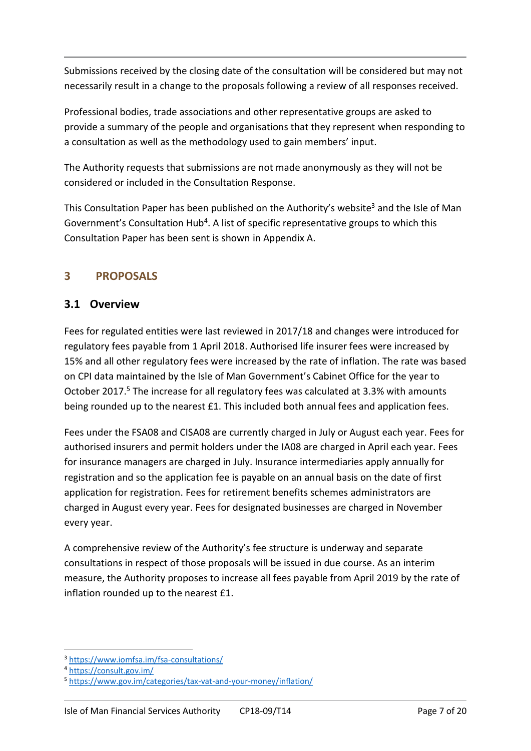Submissions received by the closing date of the consultation will be considered but may not necessarily result in a change to the proposals following a review of all responses received.

Professional bodies, trade associations and other representative groups are asked to provide a summary of the people and organisations that they represent when responding to a consultation as well as the methodology used to gain members' input.

The Authority requests that submissions are not made anonymously as they will not be considered or included in the Consultation Response.

This Consultation Paper has been published on the Authority's website[3] and the Isle of Man Government's Consultation Hub[4]. A list of specific representative groups to which this Consultation Paper has been sent is shown in Appendix A.

## 3 PROPOSALS

### 3.1 Overview

Fees for regulated entities were last reviewed in 2017/18 and changes were introduced for regulatory fees payable from 1 April 2018. Authorised life insurer fees were increased by 15% and all other regulatory fees were increased by the rate of inflation. The rate was based on CPI data maintained by the Isle of Man Government's Cabinet Office for the year to October 2017.[5] The increase for all regulatory fees was calculated at 3.3% with amounts being rounded up to the nearest £1. This included both annual fees and application fees.

Fees under the FSA08 and CISA08 are currently charged in July or August each year. Fees for authorised insurers and permit holders under the IA08 are charged in April each year. Fees for insurance managers are charged in July. Insurance intermediaries apply annually for registration and so the application fee is payable on an annual basis on the date of first application for registration. Fees for retirement benefits schemes administrators are charged in August every year. Fees for designated businesses are charged in November every year.

A comprehensive review of the Authority's fee structure is underway and separate consultations in respect of those proposals will be issued in due course. As an interim measure, the Authority proposes to increase all fees payable from April 2019 by the rate of inflation rounded up to the nearest £1.

---

[3] https://www.iomfsa.im/fsa-consultations/

[4] https://consult.gov.im/

[5] https://www.gov.im/categories/tax-vat-and-your-money/inflation/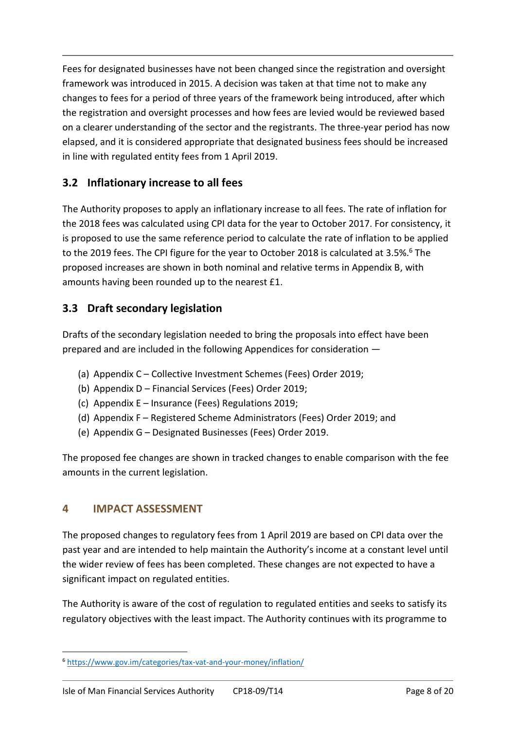Fees for designated businesses have not been changed since the registration and oversight framework was introduced in 2015. A decision was taken at that time not to make any changes to fees for a period of three years of the framework being introduced, after which the registration and oversight processes and how fees are levied would be reviewed based on a clearer understanding of the sector and the registrants. The three-year period has now elapsed, and it is considered appropriate that designated business fees should be increased in line with regulated entity fees from 1 April 2019.

### 3.2 Inflationary increase to all fees

The Authority proposes to apply an inflationary increase to all fees. The rate of inflation for the 2018 fees was calculated using CPI data for the year to October 2017. For consistency, it is proposed to use the same reference period to calculate the rate of inflation to be applied to the 2019 fees. The CPI figure for the year to October 2018 is calculated at 3.5%.[6] The proposed increases are shown in both nominal and relative terms in Appendix B, with amounts having been rounded up to the nearest £1.

### 3.3 Draft secondary legislation

Drafts of the secondary legislation needed to bring the proposals into effect have been prepared and are included in the following Appendices for consideration —

(a) Appendix C – Collective Investment Schemes (Fees) Order 2019;
(b) Appendix D – Financial Services (Fees) Order 2019;
(c) Appendix E – Insurance (Fees) Regulations 2019;
(d) Appendix F – Registered Scheme Administrators (Fees) Order 2019; and
(e) Appendix G – Designated Businesses (Fees) Order 2019.

The proposed fee changes are shown in tracked changes to enable comparison with the fee amounts in the current legislation.

## 4 IMPACT ASSESSMENT

The proposed changes to regulatory fees from 1 April 2019 are based on CPI data over the past year and are intended to help maintain the Authority's income at a constant level until the wider review of fees has been completed. These changes are not expected to have a significant impact on regulated entities.

The Authority is aware of the cost of regulation to regulated entities and seeks to satisfy its regulatory objectives with the least impact. The Authority continues with its programme to

[6] https://www.gov.im/categories/tax-vat-and-your-money/inflation/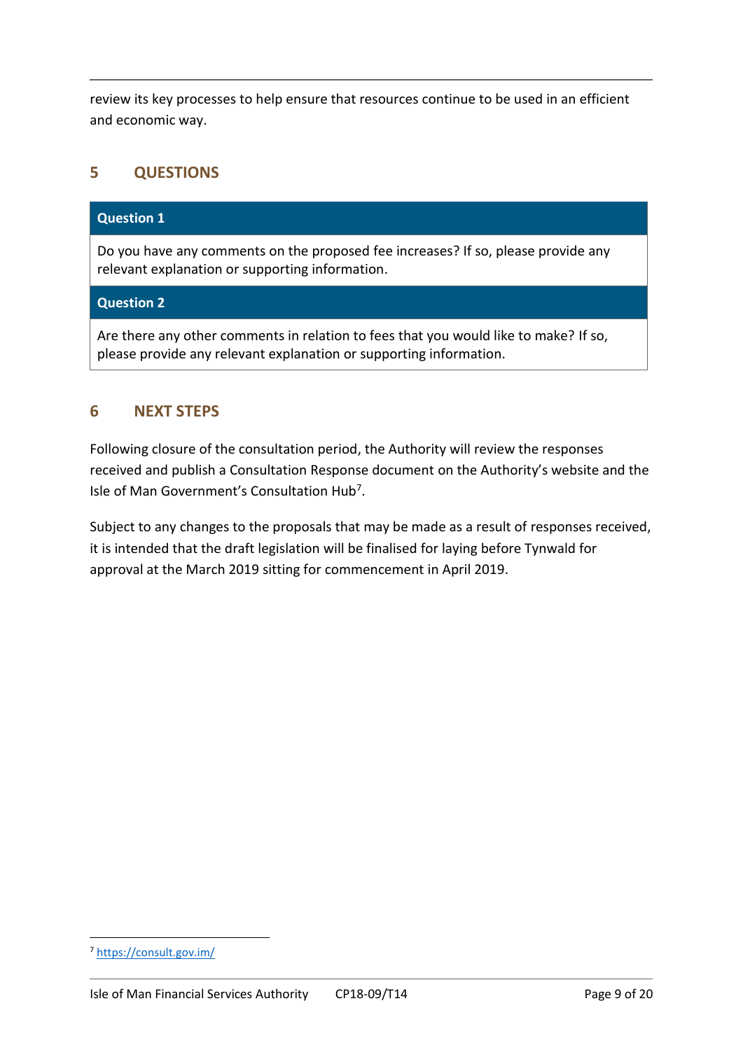review its key processes to help ensure that resources continue to be used in an efficient and economic way.

## 5 QUESTIONS

| Question 1 |
|---|
| Do you have any comments on the proposed fee increases? If so, please provide any relevant explanation or supporting information. |
| **Question 2** |
| Are there any other comments in relation to fees that you would like to make? If so, please provide any relevant explanation or supporting information. |

## 6 NEXT STEPS

Following closure of the consultation period, the Authority will review the responses received and publish a Consultation Response document on the Authority's website and the Isle of Man Government's Consultation Hub[7].

Subject to any changes to the proposals that may be made as a result of responses received, it is intended that the draft legislation will be finalised for laying before Tynwald for approval at the March 2019 sitting for commencement in April 2019.

[7] https://consult.gov.im/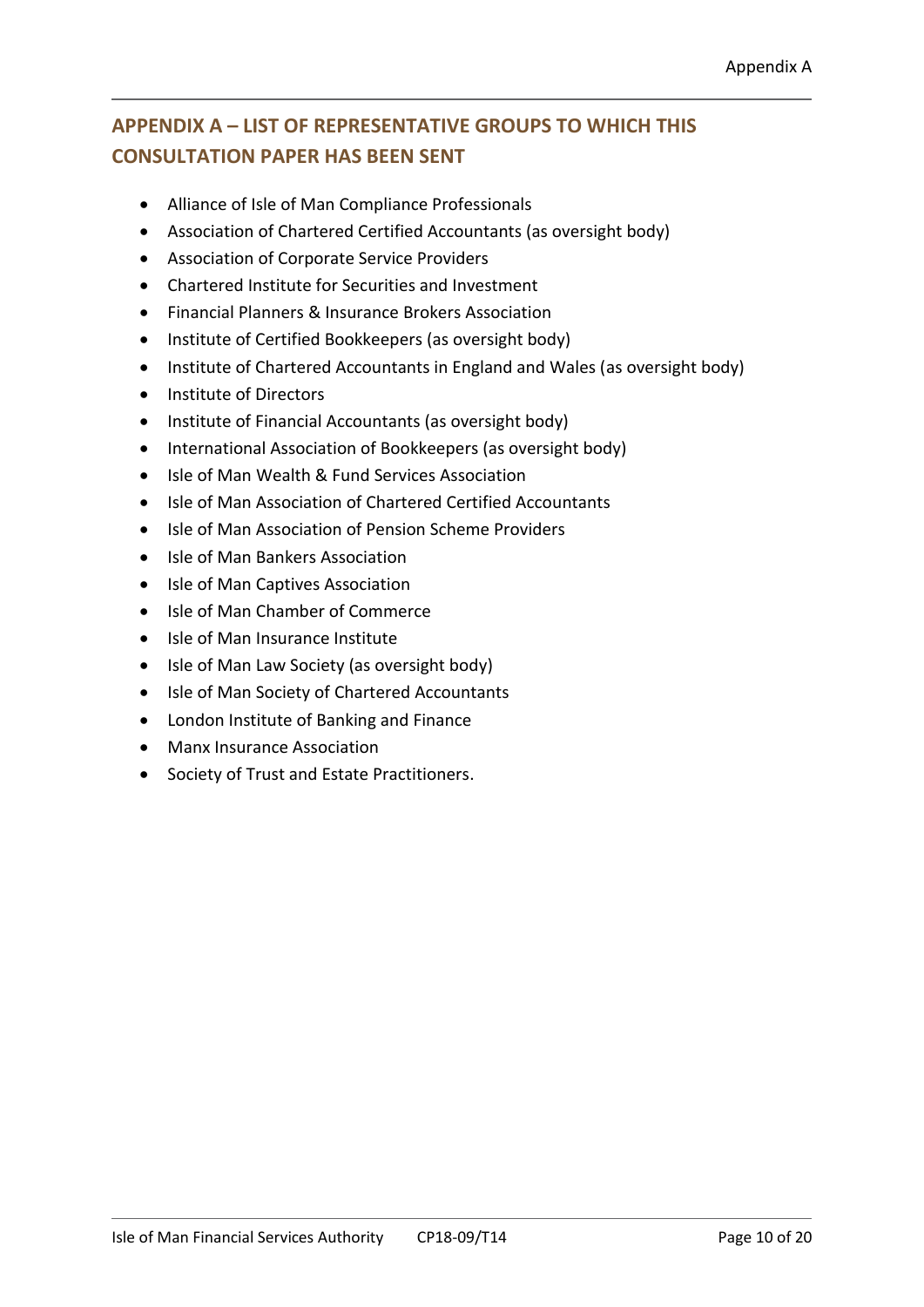## APPENDIX A – LIST OF REPRESENTATIVE GROUPS TO WHICH THIS CONSULTATION PAPER HAS BEEN SENT

- Alliance of Isle of Man Compliance Professionals
- Association of Chartered Certified Accountants (as oversight body)
- Association of Corporate Service Providers
- Chartered Institute for Securities and Investment
- Financial Planners & Insurance Brokers Association
- Institute of Certified Bookkeepers (as oversight body)
- Institute of Chartered Accountants in England and Wales (as oversight body)
- Institute of Directors
- Institute of Financial Accountants (as oversight body)
- International Association of Bookkeepers (as oversight body)
- Isle of Man Wealth & Fund Services Association
- Isle of Man Association of Chartered Certified Accountants
- Isle of Man Association of Pension Scheme Providers
- Isle of Man Bankers Association
- Isle of Man Captives Association
- Isle of Man Chamber of Commerce
- Isle of Man Insurance Institute
- Isle of Man Law Society (as oversight body)
- Isle of Man Society of Chartered Accountants
- London Institute of Banking and Finance
- Manx Insurance Association
- Society of Trust and Estate Practitioners.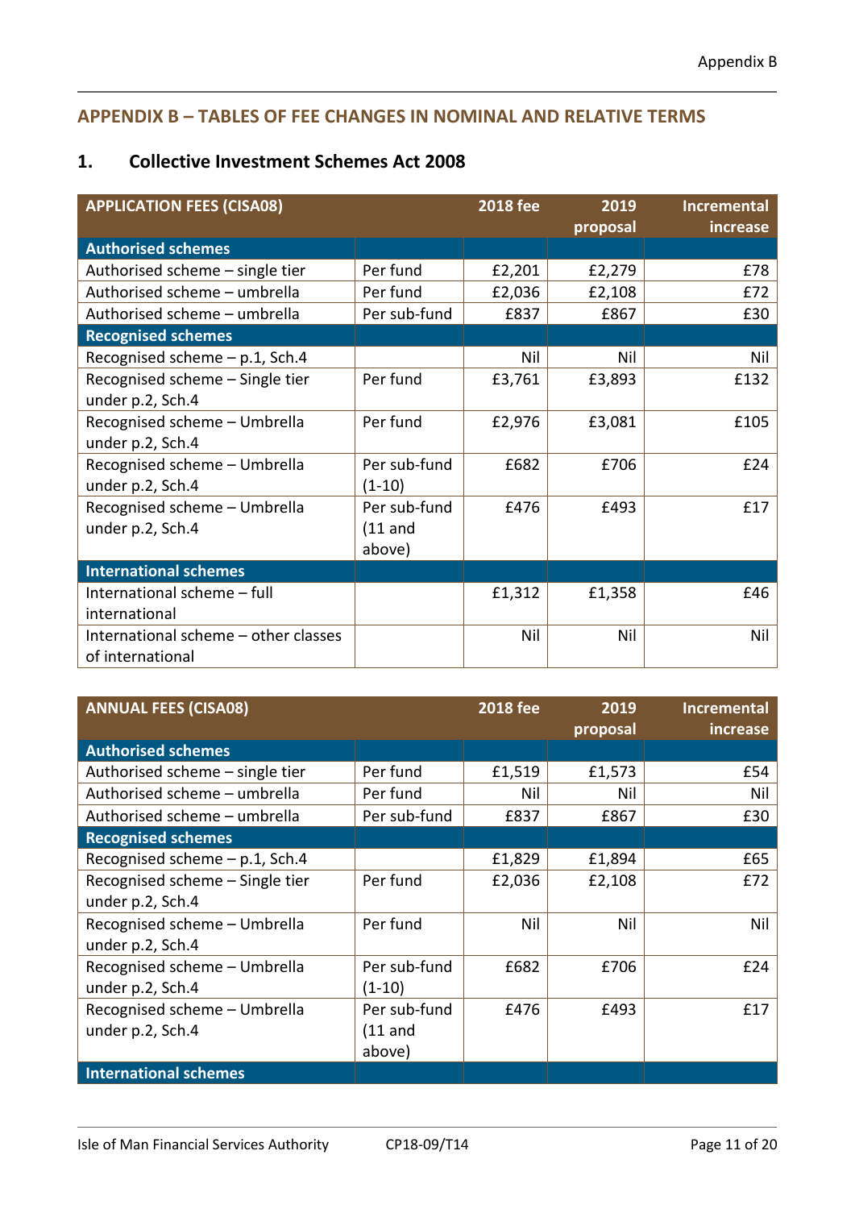## APPENDIX B – TABLES OF FEE CHANGES IN NOMINAL AND RELATIVE TERMS

### 1. Collective Investment Schemes Act 2008

| APPLICATION FEES (CISA08) | | 2018 fee | 2019 proposal | Incremental increase |
|---|---|---|---|---|
| **Authorised schemes** | | | | |
| Authorised scheme – single tier | Per fund | £2,201 | £2,279 | £78 |
| Authorised scheme – umbrella | Per fund | £2,036 | £2,108 | £72 |
| Authorised scheme – umbrella | Per sub-fund | £837 | £867 | £30 |
| **Recognised schemes** | | | | |
| Recognised scheme – p.1, Sch.4 | | Nil | Nil | Nil |
| Recognised scheme – Single tier under p.2, Sch.4 | Per fund | £3,761 | £3,893 | £132 |
| Recognised scheme – Umbrella under p.2, Sch.4 | Per fund | £2,976 | £3,081 | £105 |
| Recognised scheme – Umbrella under p.2, Sch.4 | Per sub-fund (1-10) | £682 | £706 | £24 |
| Recognised scheme – Umbrella under p.2, Sch.4 | Per sub-fund (11 and above) | £476 | £493 | £17 |
| **International schemes** | | | | |
| International scheme – full international | | £1,312 | £1,358 | £46 |
| International scheme – other classes of international | | Nil | Nil | Nil |

| ANNUAL FEES (CISA08) | | 2018 fee | 2019 proposal | Incremental increase |
|---|---|---|---|---|
| **Authorised schemes** | | | | |
| Authorised scheme – single tier | Per fund | £1,519 | £1,573 | £54 |
| Authorised scheme – umbrella | Per fund | Nil | Nil | Nil |
| Authorised scheme – umbrella | Per sub-fund | £837 | £867 | £30 |
| **Recognised schemes** | | | | |
| Recognised scheme – p.1, Sch.4 | | £1,829 | £1,894 | £65 |
| Recognised scheme – Single tier under p.2, Sch.4 | Per fund | £2,036 | £2,108 | £72 |
| Recognised scheme – Umbrella under p.2, Sch.4 | Per fund | Nil | Nil | Nil |
| Recognised scheme – Umbrella under p.2, Sch.4 | Per sub-fund (1-10) | £682 | £706 | £24 |
| Recognised scheme – Umbrella under p.2, Sch.4 | Per sub-fund (11 and above) | £476 | £493 | £17 |
| **International schemes** | | | | |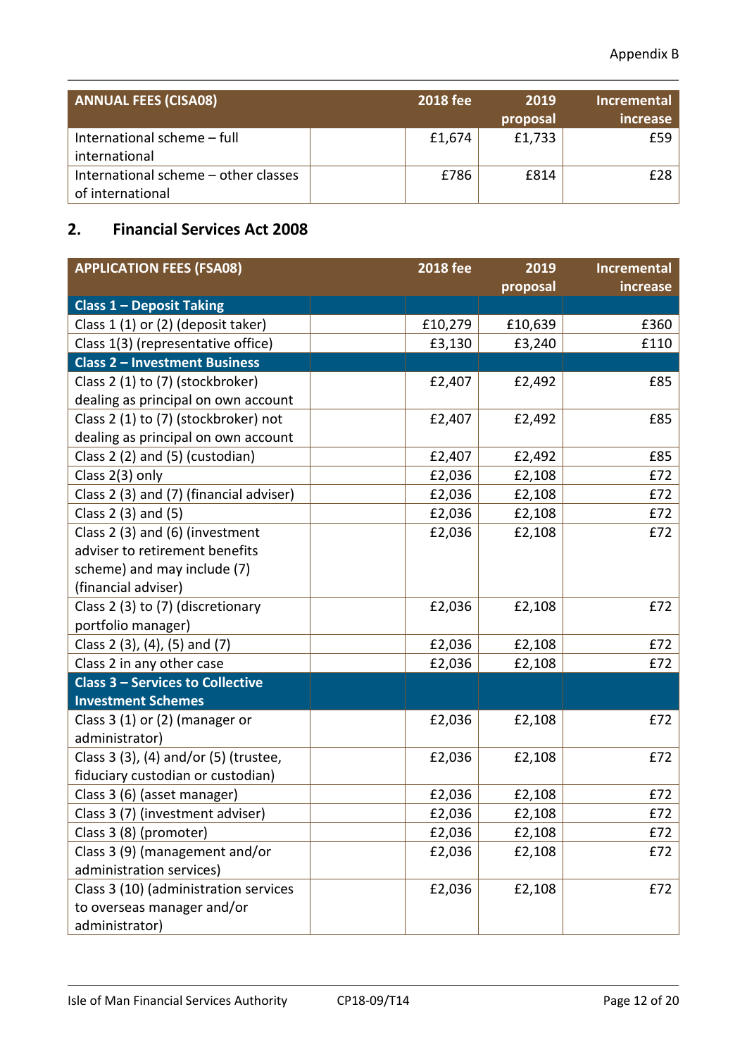| ANNUAL FEES (CISA08) | | 2018 fee | 2019 proposal | Incremental increase |
|---|---|---|---|---|
| International scheme – full international | | £1,674 | £1,733 | £59 |
| International scheme – other classes of international | | £786 | £814 | £28 |

## 2. Financial Services Act 2008

| APPLICATION FEES (FSA08) | | 2018 fee | 2019 proposal | Incremental increase |
|---|---|---|---|---|
| **Class 1 – Deposit Taking** | | | | |
| Class 1 (1) or (2) (deposit taker) | | £10,279 | £10,639 | £360 |
| Class 1(3) (representative office) | | £3,130 | £3,240 | £110 |
| **Class 2 – Investment Business** | | | | |
| Class 2 (1) to (7) (stockbroker) dealing as principal on own account | | £2,407 | £2,492 | £85 |
| Class 2 (1) to (7) (stockbroker) not dealing as principal on own account | | £2,407 | £2,492 | £85 |
| Class 2 (2) and (5) (custodian) | | £2,407 | £2,492 | £85 |
| Class 2(3) only | | £2,036 | £2,108 | £72 |
| Class 2 (3) and (7) (financial adviser) | | £2,036 | £2,108 | £72 |
| Class 2 (3) and (5) | | £2,036 | £2,108 | £72 |
| Class 2 (3) and (6) (investment adviser to retirement benefits scheme) and may include (7) (financial adviser) | | £2,036 | £2,108 | £72 |
| Class 2 (3) to (7) (discretionary portfolio manager) | | £2,036 | £2,108 | £72 |
| Class 2 (3), (4), (5) and (7) | | £2,036 | £2,108 | £72 |
| Class 2 in any other case | | £2,036 | £2,108 | £72 |
| **Class 3 – Services to Collective Investment Schemes** | | | | |
| Class 3 (1) or (2) (manager or administrator) | | £2,036 | £2,108 | £72 |
| Class 3 (3), (4) and/or (5) (trustee, fiduciary custodian or custodian) | | £2,036 | £2,108 | £72 |
| Class 3 (6) (asset manager) | | £2,036 | £2,108 | £72 |
| Class 3 (7) (investment adviser) | | £2,036 | £2,108 | £72 |
| Class 3 (8) (promoter) | | £2,036 | £2,108 | £72 |
| Class 3 (9) (management and/or administration services) | | £2,036 | £2,108 | £72 |
| Class 3 (10) (administration services to overseas manager and/or administrator) | | £2,036 | £2,108 | £72 |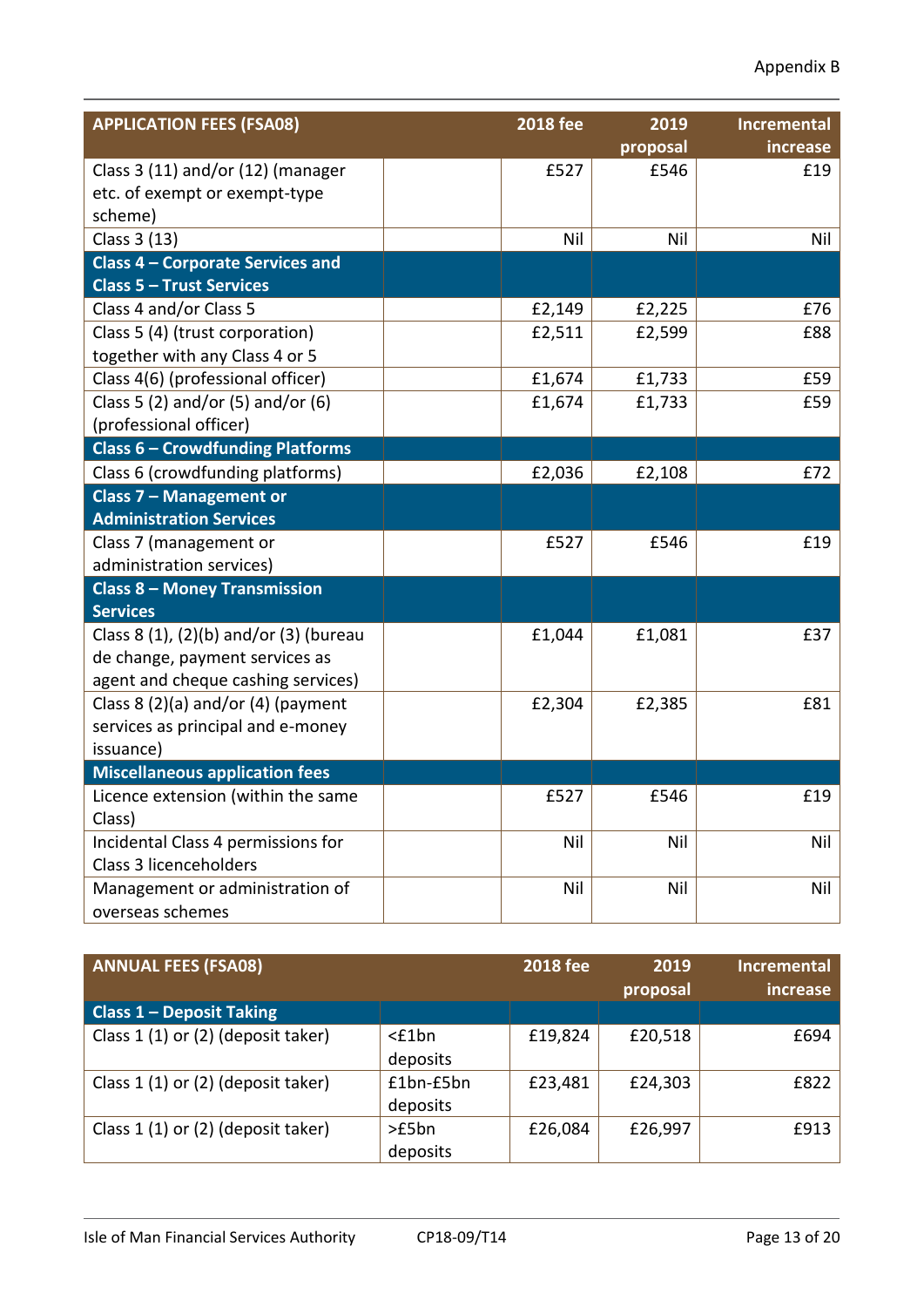| APPLICATION FEES (FSA08) | | 2018 fee | 2019 proposal | Incremental increase |
|---|---|---|---|---|
| Class 3 (11) and/or (12) (manager etc. of exempt or exempt-type scheme) | | £527 | £546 | £19 |
| Class 3 (13) | | Nil | Nil | Nil |
| **Class 4 – Corporate Services and Class 5 – Trust Services** | | | | |
| Class 4 and/or Class 5 | | £2,149 | £2,225 | £76 |
| Class 5 (4) (trust corporation) together with any Class 4 or 5 | | £2,511 | £2,599 | £88 |
| Class 4(6) (professional officer) | | £1,674 | £1,733 | £59 |
| Class 5 (2) and/or (5) and/or (6) (professional officer) | | £1,674 | £1,733 | £59 |
| **Class 6 – Crowdfunding Platforms** | | | | |
| Class 6 (crowdfunding platforms) | | £2,036 | £2,108 | £72 |
| **Class 7 – Management or Administration Services** | | | | |
| Class 7 (management or administration services) | | £527 | £546 | £19 |
| **Class 8 – Money Transmission Services** | | | | |
| Class 8 (1), (2)(b) and/or (3) (bureau de change, payment services as agent and cheque cashing services) | | £1,044 | £1,081 | £37 |
| Class 8 (2)(a) and/or (4) (payment services as principal and e-money issuance) | | £2,304 | £2,385 | £81 |
| **Miscellaneous application fees** | | | | |
| Licence extension (within the same Class) | | £527 | £546 | £19 |
| Incidental Class 4 permissions for Class 3 licenceholders | | Nil | Nil | Nil |
| Management or administration of overseas schemes | | Nil | Nil | Nil |

| ANNUAL FEES (FSA08) | | 2018 fee | 2019 proposal | Incremental increase |
|---|---|---|---|---|
| **Class 1 – Deposit Taking** | | | | |
| Class 1 (1) or (2) (deposit taker) | <£1bn deposits | £19,824 | £20,518 | £694 |
| Class 1 (1) or (2) (deposit taker) | £1bn-£5bn deposits | £23,481 | £24,303 | £822 |
| Class 1 (1) or (2) (deposit taker) | >£5bn deposits | £26,084 | £26,997 | £913 |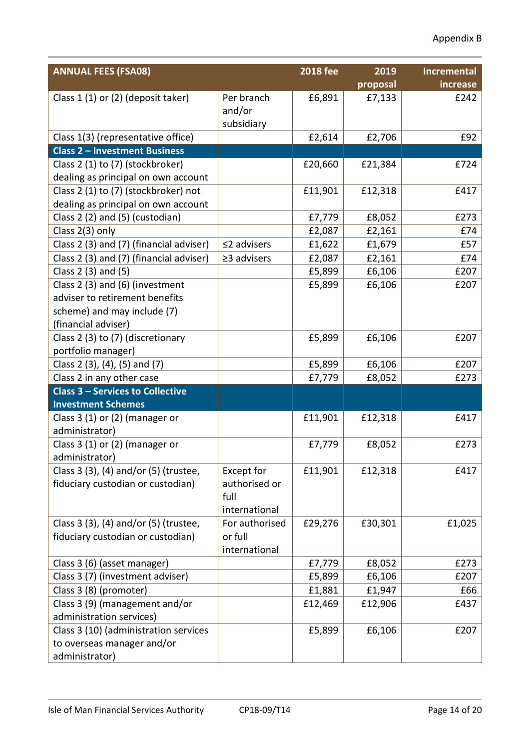Appendix B

| ANNUAL FEES (FSA08) | | 2018 fee | 2019 proposal | Incremental increase |
|---|---|---|---|---|
| Class 1 (1) or (2) (deposit taker) | Per branch and/or subsidiary | £6,891 | £7,133 | £242 |
| Class 1(3) (representative office) | | £2,614 | £2,706 | £92 |
| **Class 2 – Investment Business** | | | | |
| Class 2 (1) to (7) (stockbroker) dealing as principal on own account | | £20,660 | £21,384 | £724 |
| Class 2 (1) to (7) (stockbroker) not dealing as principal on own account | | £11,901 | £12,318 | £417 |
| Class 2 (2) and (5) (custodian) | | £7,779 | £8,052 | £273 |
| Class 2(3) only | | £2,087 | £2,161 | £74 |
| Class 2 (3) and (7) (financial adviser) | ≤2 advisers | £1,622 | £1,679 | £57 |
| Class 2 (3) and (7) (financial adviser) | ≥3 advisers | £2,087 | £2,161 | £74 |
| Class 2 (3) and (5) | | £5,899 | £6,106 | £207 |
| Class 2 (3) and (6) (investment adviser to retirement benefits scheme) and may include (7) (financial adviser) | | £5,899 | £6,106 | £207 |
| Class 2 (3) to (7) (discretionary portfolio manager) | | £5,899 | £6,106 | £207 |
| Class 2 (3), (4), (5) and (7) | | £5,899 | £6,106 | £207 |
| Class 2 in any other case | | £7,779 | £8,052 | £273 |
| **Class 3 – Services to Collective Investment Schemes** | | | | |
| Class 3 (1) or (2) (manager or administrator) | | £11,901 | £12,318 | £417 |
| Class 3 (1) or (2) (manager or administrator) | | £7,779 | £8,052 | £273 |
| Class 3 (3), (4) and/or (5) (trustee, fiduciary custodian or custodian) | Except for authorised or full international | £11,901 | £12,318 | £417 |
| Class 3 (3), (4) and/or (5) (trustee, fiduciary custodian or custodian) | For authorised or full international | £29,276 | £30,301 | £1,025 |
| Class 3 (6) (asset manager) | | £7,779 | £8,052 | £273 |
| Class 3 (7) (investment adviser) | | £5,899 | £6,106 | £207 |
| Class 3 (8) (promoter) | | £1,881 | £1,947 | £66 |
| Class 3 (9) (management and/or administration services) | | £12,469 | £12,906 | £437 |
| Class 3 (10) (administration services to overseas manager and/or administrator) | | £5,899 | £6,106 | £207 |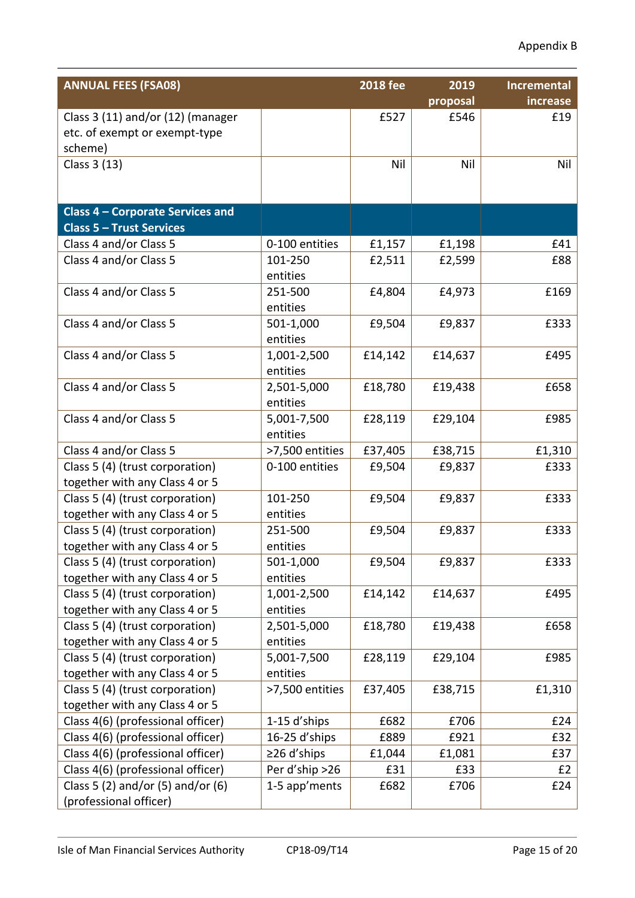Appendix B

| ANNUAL FEES (FSA08) | | 2018 fee | 2019 proposal | Incremental increase |
|---|---|---|---|---|
| Class 3 (11) and/or (12) (manager etc. of exempt or exempt-type scheme) | | £527 | £546 | £19 |
| Class 3 (13) | | Nil | Nil | Nil |
| **Class 4 – Corporate Services and Class 5 – Trust Services** | | | | |
| Class 4 and/or Class 5 | 0-100 entities | £1,157 | £1,198 | £41 |
| Class 4 and/or Class 5 | 101-250 entities | £2,511 | £2,599 | £88 |
| Class 4 and/or Class 5 | 251-500 entities | £4,804 | £4,973 | £169 |
| Class 4 and/or Class 5 | 501-1,000 entities | £9,504 | £9,837 | £333 |
| Class 4 and/or Class 5 | 1,001-2,500 entities | £14,142 | £14,637 | £495 |
| Class 4 and/or Class 5 | 2,501-5,000 entities | £18,780 | £19,438 | £658 |
| Class 4 and/or Class 5 | 5,001-7,500 entities | £28,119 | £29,104 | £985 |
| Class 4 and/or Class 5 | >7,500 entities | £37,405 | £38,715 | £1,310 |
| Class 5 (4) (trust corporation) together with any Class 4 or 5 | 0-100 entities | £9,504 | £9,837 | £333 |
| Class 5 (4) (trust corporation) together with any Class 4 or 5 | 101-250 entities | £9,504 | £9,837 | £333 |
| Class 5 (4) (trust corporation) together with any Class 4 or 5 | 251-500 entities | £9,504 | £9,837 | £333 |
| Class 5 (4) (trust corporation) together with any Class 4 or 5 | 501-1,000 entities | £9,504 | £9,837 | £333 |
| Class 5 (4) (trust corporation) together with any Class 4 or 5 | 1,001-2,500 entities | £14,142 | £14,637 | £495 |
| Class 5 (4) (trust corporation) together with any Class 4 or 5 | 2,501-5,000 entities | £18,780 | £19,438 | £658 |
| Class 5 (4) (trust corporation) together with any Class 4 or 5 | 5,001-7,500 entities | £28,119 | £29,104 | £985 |
| Class 5 (4) (trust corporation) together with any Class 4 or 5 | >7,500 entities | £37,405 | £38,715 | £1,310 |
| Class 4(6) (professional officer) | 1-15 d'ships | £682 | £706 | £24 |
| Class 4(6) (professional officer) | 16-25 d'ships | £889 | £921 | £32 |
| Class 4(6) (professional officer) | ≥26 d'ships | £1,044 | £1,081 | £37 |
| Class 4(6) (professional officer) | Per d'ship >26 | £31 | £33 | £2 |
| Class 5 (2) and/or (5) and/or (6) (professional officer) | 1-5 app'ments | £682 | £706 | £24 |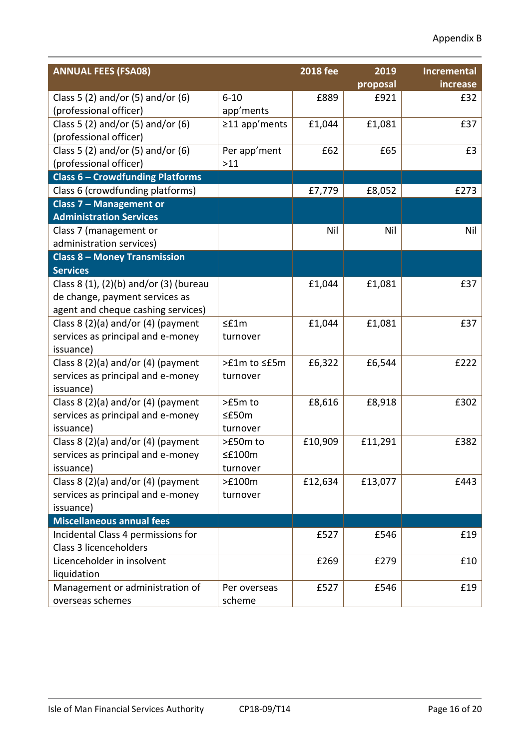| ANNUAL FEES (FSA08) | | 2018 fee | 2019 proposal | Incremental increase |
|---|---|---|---|---|
| Class 5 (2) and/or (5) and/or (6) (professional officer) | 6-10 app'ments | £889 | £921 | £32 |
| Class 5 (2) and/or (5) and/or (6) (professional officer) | ≥11 app'ments | £1,044 | £1,081 | £37 |
| Class 5 (2) and/or (5) and/or (6) (professional officer) | Per app'ment >11 | £62 | £65 | £3 |
| **Class 6 – Crowdfunding Platforms** | | | | |
| Class 6 (crowdfunding platforms) | | £7,779 | £8,052 | £273 |
| **Class 7 – Management or Administration Services** | | | | |
| Class 7 (management or administration services) | | Nil | Nil | Nil |
| **Class 8 – Money Transmission Services** | | | | |
| Class 8 (1), (2)(b) and/or (3) (bureau de change, payment services as agent and cheque cashing services) | | £1,044 | £1,081 | £37 |
| Class 8 (2)(a) and/or (4) (payment services as principal and e-money issuance) | ≤£1m turnover | £1,044 | £1,081 | £37 |
| Class 8 (2)(a) and/or (4) (payment services as principal and e-money issuance) | >£1m to ≤£5m turnover | £6,322 | £6,544 | £222 |
| Class 8 (2)(a) and/or (4) (payment services as principal and e-money issuance) | >£5m to ≤£50m turnover | £8,616 | £8,918 | £302 |
| Class 8 (2)(a) and/or (4) (payment services as principal and e-money issuance) | >£50m to ≤£100m turnover | £10,909 | £11,291 | £382 |
| Class 8 (2)(a) and/or (4) (payment services as principal and e-money issuance) | >£100m turnover | £12,634 | £13,077 | £443 |
| **Miscellaneous annual fees** | | | | |
| Incidental Class 4 permissions for Class 3 licenceholders | | £527 | £546 | £19 |
| Licenceholder in insolvent liquidation | | £269 | £279 | £10 |
| Management or administration of overseas schemes | Per overseas scheme | £527 | £546 | £19 |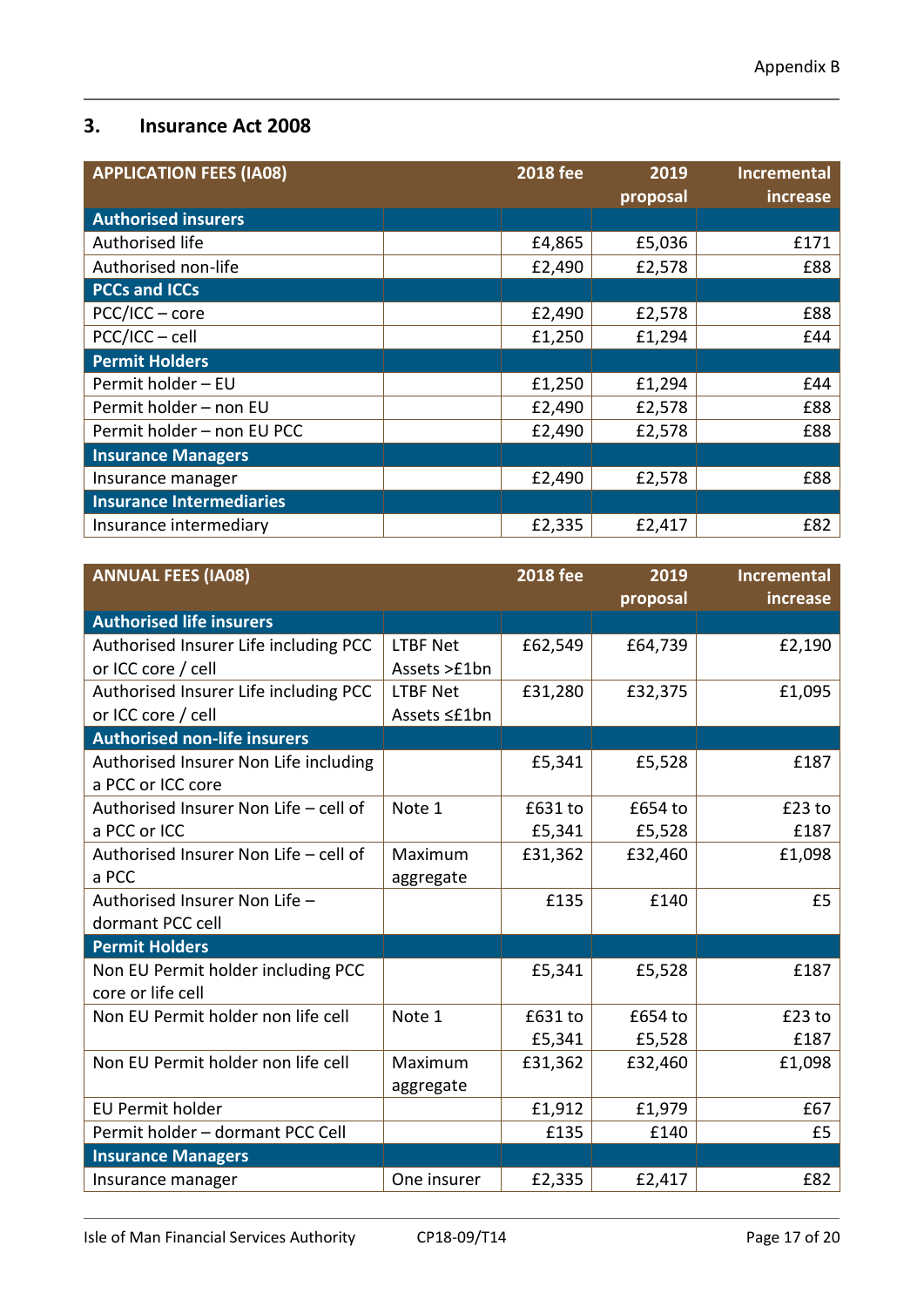## 3. Insurance Act 2008

| APPLICATION FEES (IA08) | | 2018 fee | 2019 proposal | Incremental increase |
|---|---|---|---|---|
| **Authorised insurers** | | | | |
| Authorised life | | £4,865 | £5,036 | £171 |
| Authorised non-life | | £2,490 | £2,578 | £88 |
| **PCCs and ICCs** | | | | |
| PCC/ICC – core | | £2,490 | £2,578 | £88 |
| PCC/ICC – cell | | £1,250 | £1,294 | £44 |
| **Permit Holders** | | | | |
| Permit holder – EU | | £1,250 | £1,294 | £44 |
| Permit holder – non EU | | £2,490 | £2,578 | £88 |
| Permit holder – non EU PCC | | £2,490 | £2,578 | £88 |
| **Insurance Managers** | | | | |
| Insurance manager | | £2,490 | £2,578 | £88 |
| **Insurance Intermediaries** | | | | |
| Insurance intermediary | | £2,335 | £2,417 | £82 |

| ANNUAL FEES (IA08) | | 2018 fee | 2019 proposal | Incremental increase |
|---|---|---|---|---|
| **Authorised life insurers** | | | | |
| Authorised Insurer Life including PCC or ICC core / cell | LTBF Net Assets >£1bn | £62,549 | £64,739 | £2,190 |
| Authorised Insurer Life including PCC or ICC core / cell | LTBF Net Assets ≤£1bn | £31,280 | £32,375 | £1,095 |
| **Authorised non-life insurers** | | | | |
| Authorised Insurer Non Life including a PCC or ICC core | | £5,341 | £5,528 | £187 |
| Authorised Insurer Non Life – cell of a PCC or ICC | Note 1 | £631 to £5,341 | £654 to £5,528 | £23 to £187 |
| Authorised Insurer Non Life – cell of a PCC | Maximum aggregate | £31,362 | £32,460 | £1,098 |
| Authorised Insurer Non Life – dormant PCC cell | | £135 | £140 | £5 |
| **Permit Holders** | | | | |
| Non EU Permit holder including PCC core or life cell | | £5,341 | £5,528 | £187 |
| Non EU Permit holder non life cell | Note 1 | £631 to £5,341 | £654 to £5,528 | £23 to £187 |
| Non EU Permit holder non life cell | Maximum aggregate | £31,362 | £32,460 | £1,098 |
| EU Permit holder | | £1,912 | £1,979 | £67 |
| Permit holder – dormant PCC Cell | | £135 | £140 | £5 |
| **Insurance Managers** | | | | |
| Insurance manager | One insurer | £2,335 | £2,417 | £82 |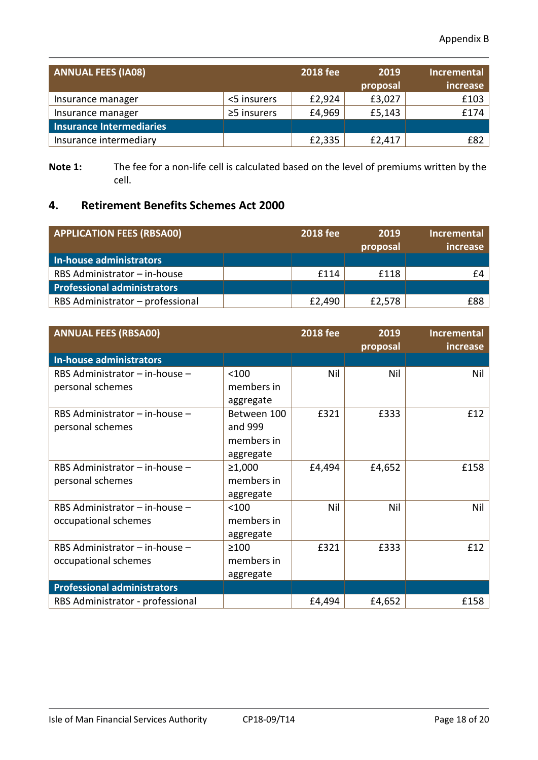Appendix B

| ANNUAL FEES (IA08) | | 2018 fee | 2019 proposal | Incremental increase |
|---|---|---|---|---|
| Insurance manager | <5 insurers | £2,924 | £3,027 | £103 |
| Insurance manager | ≥5 insurers | £4,969 | £5,143 | £174 |
| **Insurance Intermediaries** | | | | |
| Insurance intermediary | | £2,335 | £2,417 | £82 |

**Note 1:** The fee for a non-life cell is calculated based on the level of premiums written by the cell.

## 4. Retirement Benefits Schemes Act 2000

| APPLICATION FEES (RBSA00) | | 2018 fee | 2019 proposal | Incremental increase |
|---|---|---|---|---|
| **In-house administrators** | | | | |
| RBS Administrator – in-house | | £114 | £118 | £4 |
| **Professional administrators** | | | | |
| RBS Administrator – professional | | £2,490 | £2,578 | £88 |

| ANNUAL FEES (RBSA00) | | 2018 fee | 2019 proposal | Incremental increase |
|---|---|---|---|---|
| **In-house administrators** | | | | |
| RBS Administrator – in-house – personal schemes | <100 members in aggregate | Nil | Nil | Nil |
| RBS Administrator – in-house – personal schemes | Between 100 and 999 members in aggregate | £321 | £333 | £12 |
| RBS Administrator – in-house – personal schemes | ≥1,000 members in aggregate | £4,494 | £4,652 | £158 |
| RBS Administrator – in-house – occupational schemes | <100 members in aggregate | Nil | Nil | Nil |
| RBS Administrator – in-house – occupational schemes | ≥100 members in aggregate | £321 | £333 | £12 |
| **Professional administrators** | | | | |
| RBS Administrator - professional | | £4,494 | £4,652 | £158 |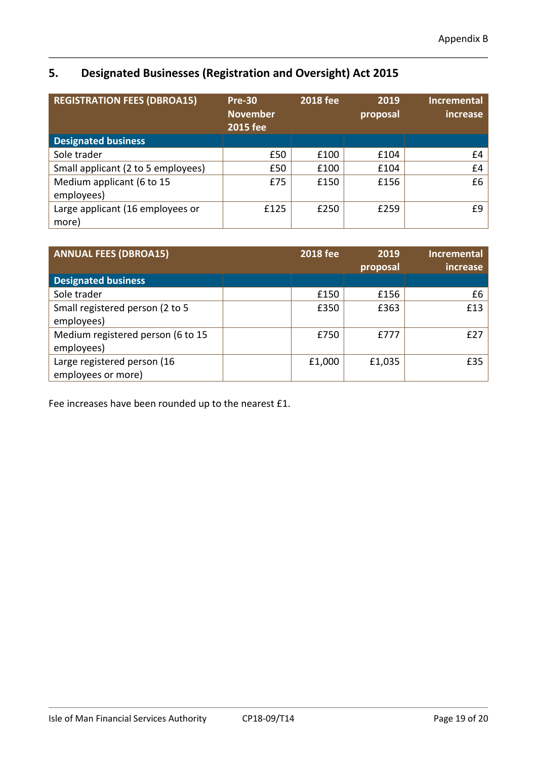## 5. Designated Businesses (Registration and Oversight) Act 2015

| REGISTRATION FEES (DBROA15) | Pre-30 November 2015 fee | 2018 fee | 2019 proposal | Incremental increase |
|---|---|---|---|---|
| **Designated business** | | | | |
| Sole trader | £50 | £100 | £104 | £4 |
| Small applicant (2 to 5 employees) | £50 | £100 | £104 | £4 |
| Medium applicant (6 to 15 employees) | £75 | £150 | £156 | £6 |
| Large applicant (16 employees or more) | £125 | £250 | £259 | £9 |

| ANNUAL FEES (DBROA15) | | 2018 fee | 2019 proposal | Incremental increase |
|---|---|---|---|---|
| **Designated business** | | | | |
| Sole trader | | £150 | £156 | £6 |
| Small registered person (2 to 5 employees) | | £350 | £363 | £13 |
| Medium registered person (6 to 15 employees) | | £750 | £777 | £27 |
| Large registered person (16 employees or more) | | £1,000 | £1,035 | £35 |

Fee increases have been rounded up to the nearest £1.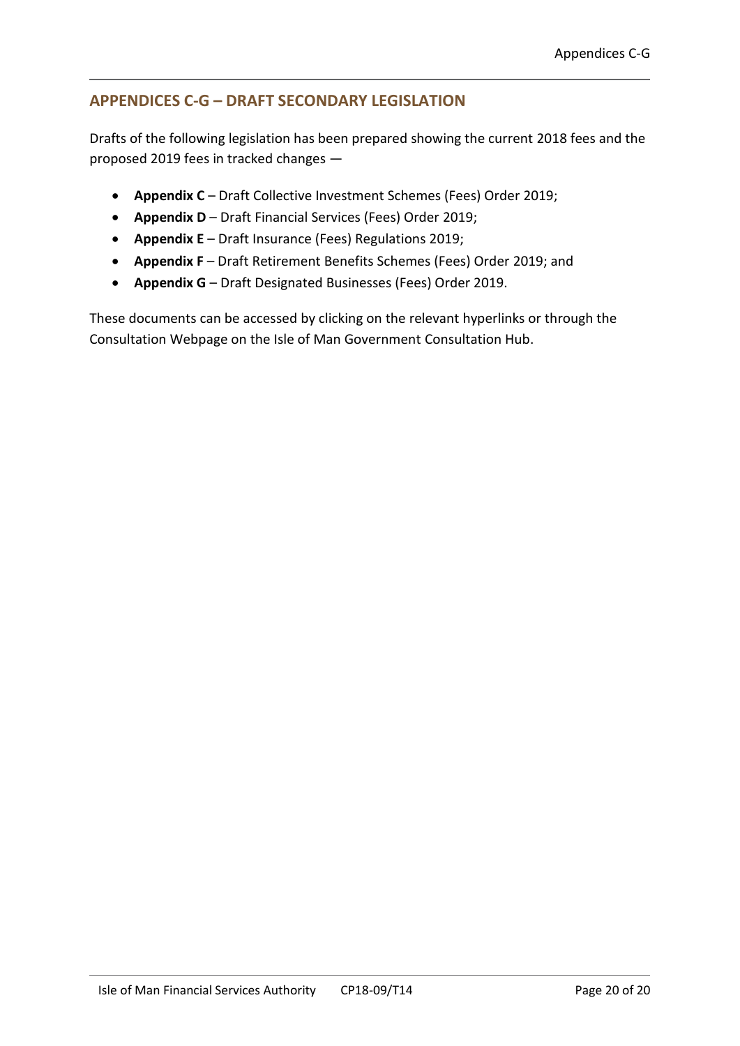## APPENDICES C-G – DRAFT SECONDARY LEGISLATION

Drafts of the following legislation has been prepared showing the current 2018 fees and the proposed 2019 fees in tracked changes —

- **Appendix C** – Draft Collective Investment Schemes (Fees) Order 2019;
- **Appendix D** – Draft Financial Services (Fees) Order 2019;
- **Appendix E** – Draft Insurance (Fees) Regulations 2019;
- **Appendix F** – Draft Retirement Benefits Schemes (Fees) Order 2019; and
- **Appendix G** – Draft Designated Businesses (Fees) Order 2019.

These documents can be accessed by clicking on the relevant hyperlinks or through the Consultation Webpage on the Isle of Man Government Consultation Hub.